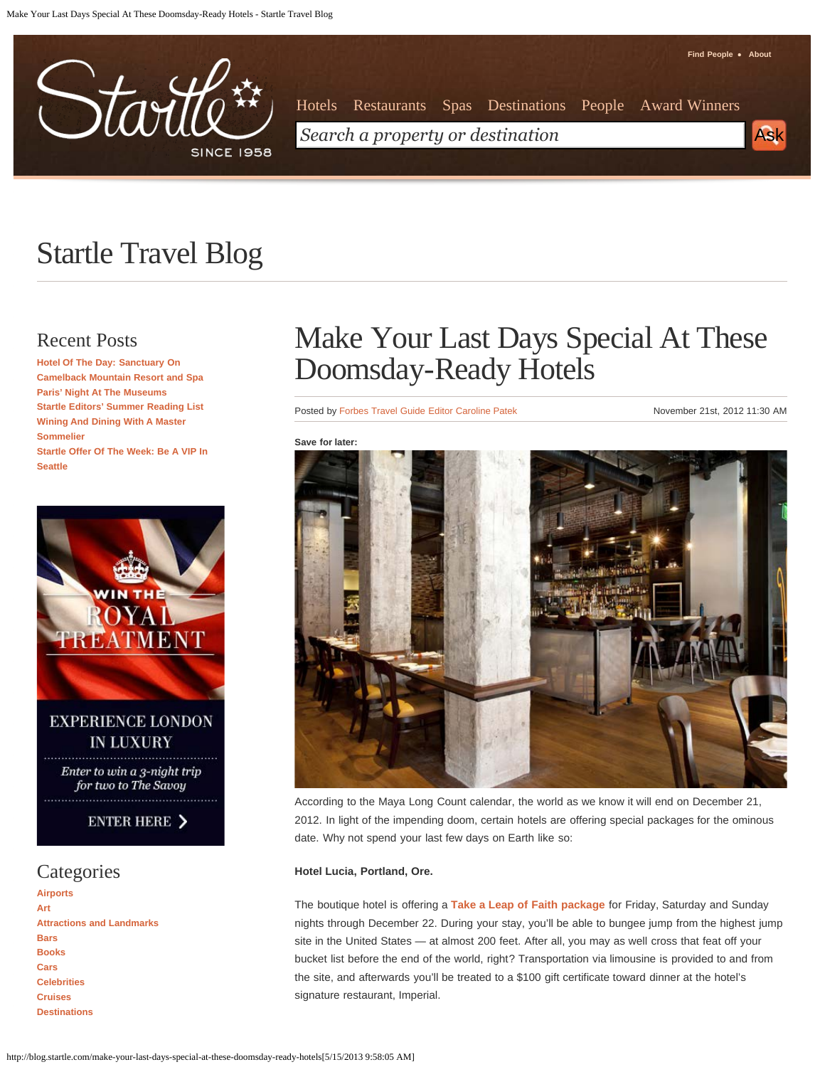Find People • About

Hotels Restaurants Spas Destinations People Award Winners

# Startle Travel Blog

## Recent Posts

- Hotel Of The Day: Sanctuary On Camelback Mountain Resort and Spa
- Paris' Night At The Museums
- Startle Editors' Summer Reading List
- Wining And Dining With A Master Sommelier
- Startle Offer Of The Week: Be A VIP In Seattle

WIN THE ROYAL TREATMENT

EXPERIENCE LONDON IN LUXURY

*Enter to win a 3-night trip for two to The Savoy*

ENTER HERE

## Categories

- Airports
- Art
- Attractions and Landmarks
- Bars
- Books
- Cars
- Celebrities
- Cruises
- Destinations

# Make Your Last Days Special At These Doomsday-Ready Hotels

Posted by Forbes Travel Guide Editor Caroline Patek — November 21st, 2012 11:30 AM

**Save for later:**

According to the Maya Long Count calendar, the world as we know it will end on December 21, 2012. In light of the impending doom, certain hotels are offering special packages for the ominous date. Why not spend your last few days on Earth like so:

**Hotel Lucia, Portland, Ore.**

The boutique hotel is offering a **Take a Leap of Faith package** for Friday, Saturday and Sunday nights through December 22. During your stay, you'll be able to bungee jump from the highest jump site in the United States — at almost 200 feet. After all, you may as well cross that feat off your bucket list before the end of the world, right? Transportation via limousine is provided to and from the site, and afterwards you'll be treated to a $100 gift certificate toward dinner at the hotel's signature restaurant, Imperial.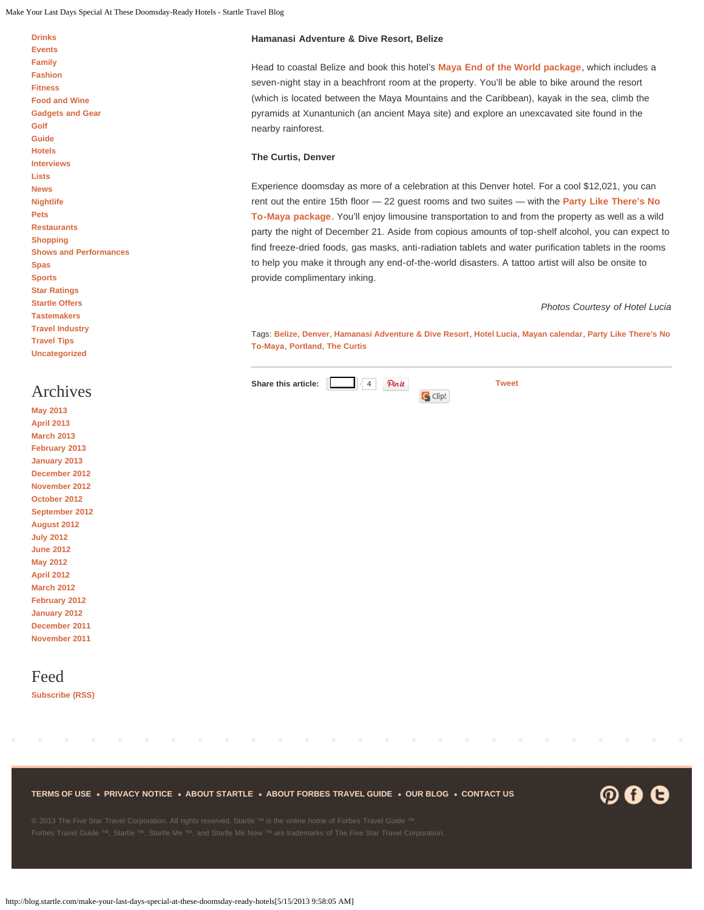- Drinks
- Events
- Family
- Fashion
- Fitness
- Food and Wine
- Gadgets and Gear
- Golf
- Guide
- Hotels
- Interviews
- Lists
- News
- Nightlife
- Pets
- Restaurants
- Shopping
- Shows and Performances
- Spas
- Sports
- Star Ratings
- Startle Offers
- Tastemakers
- Travel Industry
- Travel Tips
- Uncategorized

## Archives

- May 2013
- April 2013
- March 2013
- February 2013
- January 2013
- December 2012
- November 2012
- October 2012
- September 2012
- August 2012
- July 2012
- June 2012
- May 2012
- April 2012
- March 2012
- February 2012
- January 2012
- December 2011
- November 2011

## Feed

Subscribe (RSS)

**Hamanasi Adventure & Dive Resort, Belize**

Head to coastal Belize and book this hotel's **Maya End of the World package**, which includes a seven-night stay in a beachfront room at the property. You'll be able to bike around the resort (which is located between the Maya Mountains and the Caribbean), kayak in the sea, climb the pyramids at Xunantunich (an ancient Maya site) and explore an unexcavated site found in the nearby rainforest.

**The Curtis, Denver**

Experience doomsday as more of a celebration at this Denver hotel. For a cool $12,021, you can rent out the entire 15th floor — 22 guest rooms and two suites — with the **Party Like There's No To-Maya package**. You'll enjoy limousine transportation to and from the property as well as a wild party the night of December 21. Aside from copious amounts of top-shelf alcohol, you can expect to find freeze-dried foods, gas masks, anti-radiation tablets and water purification tablets in the rooms to help you make it through any end-of-the-world disasters. A tattoo artist will also be onsite to provide complimentary inking.

*Photos Courtesy of Hotel Lucia*

Tags: Belize, Denver, Hamanasi Adventure & Dive Resort, Hotel Lucia, Mayan calendar, Party Like There's No To-Maya, Portland, The Curtis

**Share this article:** 4 Pin it Tweet Clip!

TERMS OF USE • PRIVACY NOTICE • ABOUT STARTLE • ABOUT FORBES TRAVEL GUIDE • OUR BLOG • CONTACT US

© 2013 The Five Star Travel Corporation. All rights reserved. Startle ™ is the online home of Forbes Travel Guide ™. Forbes Travel Guide ™, Startle ™, Startle Me ™, and Startle Me Now ™ are trademarks of The Five Star Travel Corporation.